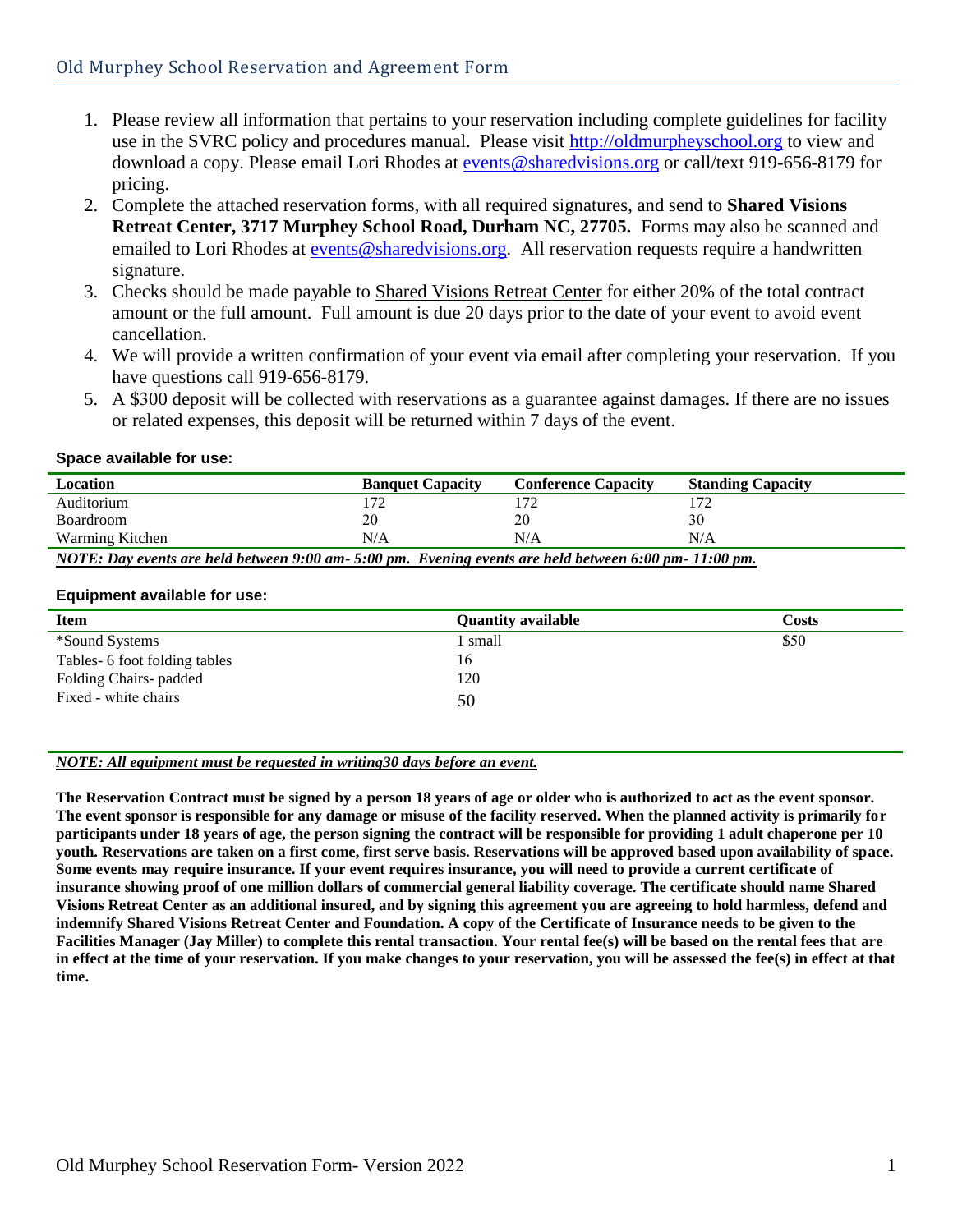## Old Murphey School Reservation and Agreement Form

1. Please review all information that pertains to your reservation including complete guidelines for facility use in the SVRC policy and procedures manual. Please visit http://oldmurpheyschool.org to view and download a copy. Please email Lori Rhodes at events@sharedvisions.org or call/text 919-656-8179 for pricing.
2. Complete the attached reservation forms, with all required signatures, and send to **Shared Visions Retreat Center, 3717 Murphey School Road, Durham NC, 27705.** Forms may also be scanned and emailed to Lori Rhodes at events@sharedvisions.org. All reservation requests require a handwritten signature.
3. Checks should be made payable to Shared Visions Retreat Center for either 20% of the total contract amount or the full amount. Full amount is due 20 days prior to the date of your event to avoid event cancellation.
4. We will provide a written confirmation of your event via email after completing your reservation. If you have questions call 919-656-8179.
5. A $300 deposit will be collected with reservations as a guarantee against damages. If there are no issues or related expenses, this deposit will be returned within 7 days of the event.

**Space available for use:**

| Location | Banquet Capacity | Conference Capacity | Standing Capacity |
|---|---|---|---|
| Auditorium | 172 | 172 | 172 |
| Boardroom | 20 | 20 | 30 |
| Warming Kitchen | N/A | N/A | N/A |

***NOTE: Day events are held between 9:00 am- 5:00 pm. Evening events are held between 6:00 pm- 11:00 pm.***

**Equipment available for use:**

| Item | Quantity available | Costs |
|---|---|---|
| *Sound Systems | 1 small | $50 |
| Tables- 6 foot folding tables | 16 | |
| Folding Chairs- padded | 120 | |
| Fixed - white chairs | 50 | |

***NOTE: All equipment must be requested in writing30 days before an event.***

**The Reservation Contract must be signed by a person 18 years of age or older who is authorized to act as the event sponsor. The event sponsor is responsible for any damage or misuse of the facility reserved. When the planned activity is primarily for participants under 18 years of age, the person signing the contract will be responsible for providing 1 adult chaperone per 10 youth. Reservations are taken on a first come, first serve basis. Reservations will be approved based upon availability of space. Some events may require insurance. If your event requires insurance, you will need to provide a current certificate of insurance showing proof of one million dollars of commercial general liability coverage. The certificate should name Shared Visions Retreat Center as an additional insured, and by signing this agreement you are agreeing to hold harmless, defend and indemnify Shared Visions Retreat Center and Foundation. A copy of the Certificate of Insurance needs to be given to the Facilities Manager (Jay Miller) to complete this rental transaction. Your rental fee(s) will be based on the rental fees that are in effect at the time of your reservation. If you make changes to your reservation, you will be assessed the fee(s) in effect at that time.**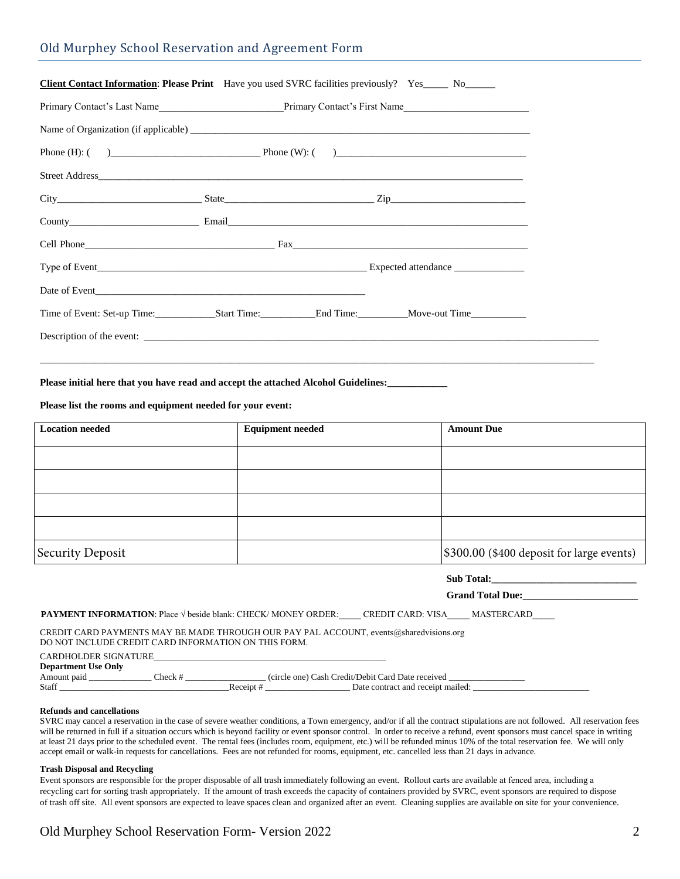## Old Murphey School Reservation and Agreement Form

**Client Contact Information**: **Please Print** Have you used SVRC facilities previously? Yes_____ No______

Primary Contact's Last Name________________________Primary Contact's First Name________________________

Name of Organization (if applicable) ______________________________________________________________________

Phone (H): ( )____________________________ Phone (W): ( )____________________________________

Street Address___________________________________________________________________________________

City____________________________ State_____________________________ Zip__________________________

County_________________________ Email______________________________________________________________

Cell Phone_____________________________________ Fax_____________________________________________

Type of Event_____________________________________________________ Expected attendance ______________

Date of Event_____________________________________________________

Time of Event: Set-up Time:____________Start Time:___________End Time:__________Move-out Time___________

Description of the event: _______________________________________________________________________________

___________________________________________________________________________________________________

**Please initial here that you have read and accept the attached Alcohol Guidelines:___________**

**Please list the rooms and equipment needed for your event:**

| **Location needed** | **Equipment needed** | **Amount Due** |
|---|---|---|
| | | |
| | | |
| | | |
| | | |
| Security Deposit | | $300.00 ($400 deposit for large events) |

**Sub Total:____________________________**

**Grand Total Due:______________________**

**PAYMENT INFORMATION**: Place √ beside blank: CHECK/ MONEY ORDER:_____ CREDIT CARD: VISA_____ MASTERCARD_____

CREDIT CARD PAYMENTS MAY BE MADE THROUGH OUR PAY PAL ACCOUNT, events@sharedvisions.org
DO NOT INCLUDE CREDIT CARD INFORMATION ON THIS FORM.

CARDHOLDER SIGNATURE_____________________________________________________

**Department Use Only**
Amount paid ______________ Check # _________________ (circle one) Cash Credit/Debit Card Date received ________________
Staff ____________________________________Receipt # __________________ Date contract and receipt mailed: _________________________

**Refunds and cancellations**

SVRC may cancel a reservation in the case of severe weather conditions, a Town emergency, and/or if all the contract stipulations are not followed. All reservation fees will be returned in full if a situation occurs which is beyond facility or event sponsor control. In order to receive a refund, event sponsors must cancel space in writing at least 21 days prior to the scheduled event. The rental fees (includes room, equipment, etc.) will be refunded minus 10% of the total reservation fee. We will only accept email or walk-in requests for cancellations. Fees are not refunded for rooms, equipment, etc. cancelled less than 21 days in advance.

**Trash Disposal and Recycling**

Event sponsors are responsible for the proper disposable of all trash immediately following an event. Rollout carts are available at fenced area, including a recycling cart for sorting trash appropriately. If the amount of trash exceeds the capacity of containers provided by SVRC, event sponsors are required to dispose of trash off site. All event sponsors are expected to leave spaces clean and organized after an event. Cleaning supplies are available on site for your convenience.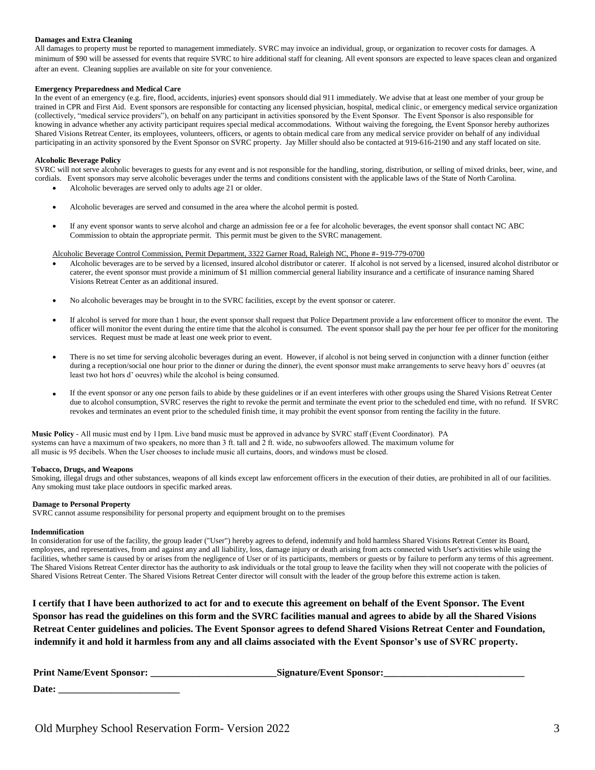**Damages and Extra Cleaning**

All damages to property must be reported to management immediately. SVRC may invoice an individual, group, or organization to recover costs for damages. A minimum of $90 will be assessed for events that require SVRC to hire additional staff for cleaning. All event sponsors are expected to leave spaces clean and organized after an event. Cleaning supplies are available on site for your convenience.

**Emergency Preparedness and Medical Care**

In the event of an emergency (e.g. fire, flood, accidents, injuries) event sponsors should dial 911 immediately. We advise that at least one member of your group be trained in CPR and First Aid. Event sponsors are responsible for contacting any licensed physician, hospital, medical clinic, or emergency medical service organization (collectively, "medical service providers"), on behalf on any participant in activities sponsored by the Event Sponsor. The Event Sponsor is also responsible for knowing in advance whether any activity participant requires special medical accommodations. Without waiving the foregoing, the Event Sponsor hereby authorizes Shared Visions Retreat Center, its employees, volunteers, officers, or agents to obtain medical care from any medical service provider on behalf of any individual participating in an activity sponsored by the Event Sponsor on SVRC property. Jay Miller should also be contacted at 919-616-2190 and any staff located on site.

**Alcoholic Beverage Policy**

SVRC will not serve alcoholic beverages to guests for any event and is not responsible for the handling, storing, distribution, or selling of mixed drinks, beer, wine, and cordials. Event sponsors may serve alcoholic beverages under the terms and conditions consistent with the applicable laws of the State of North Carolina.

- Alcoholic beverages are served only to adults age 21 or older.
- Alcoholic beverages are served and consumed in the area where the alcohol permit is posted.
- If any event sponsor wants to serve alcohol and charge an admission fee or a fee for alcoholic beverages, the event sponsor shall contact NC ABC Commission to obtain the appropriate permit. This permit must be given to the SVRC management.

Alcoholic Beverage Control Commission, Permit Department, 3322 Garner Road, Raleigh NC, Phone #- 919-779-0700

- Alcoholic beverages are to be served by a licensed, insured alcohol distributor or caterer. If alcohol is not served by a licensed, insured alcohol distributor or caterer, the event sponsor must provide a minimum of $1 million commercial general liability insurance and a certificate of insurance naming Shared Visions Retreat Center as an additional insured.
- No alcoholic beverages may be brought in to the SVRC facilities, except by the event sponsor or caterer.
- If alcohol is served for more than 1 hour, the event sponsor shall request that Police Department provide a law enforcement officer to monitor the event. The officer will monitor the event during the entire time that the alcohol is consumed. The event sponsor shall pay the per hour fee per officer for the monitoring services. Request must be made at least one week prior to event.
- There is no set time for serving alcoholic beverages during an event. However, if alcohol is not being served in conjunction with a dinner function (either during a reception/social one hour prior to the dinner or during the dinner), the event sponsor must make arrangements to serve heavy hors d' oeuvres (at least two hot hors d' oeuvres) while the alcohol is being consumed.
- If the event sponsor or any one person fails to abide by these guidelines or if an event interferes with other groups using the Shared Visions Retreat Center due to alcohol consumption, SVRC reserves the right to revoke the permit and terminate the event prior to the scheduled end time, with no refund. If SVRC revokes and terminates an event prior to the scheduled finish time, it may prohibit the event sponsor from renting the facility in the future.

**Music Policy** - All music must end by 11pm. Live band music must be approved in advance by SVRC staff (Event Coordinator). PA systems can have a maximum of two speakers, no more than 3 ft. tall and 2 ft. wide, no subwoofers allowed. The maximum volume for all music is 95 decibels. When the User chooses to include music all curtains, doors, and windows must be closed.

**Tobacco, Drugs, and Weapons**

Smoking, illegal drugs and other substances, weapons of all kinds except law enforcement officers in the execution of their duties, are prohibited in all of our facilities. Any smoking must take place outdoors in specific marked areas.

**Damage to Personal Property**

SVRC cannot assume responsibility for personal property and equipment brought on to the premises

**Indemnification**

In consideration for use of the facility, the group leader ("User") hereby agrees to defend, indemnify and hold harmless Shared Visions Retreat Center its Board, employees, and representatives, from and against any and all liability, loss, damage injury or death arising from acts connected with User's activities while using the facilities, whether same is caused by or arises from the negligence of User or of its participants, members or guests or by failure to perform any terms of this agreement. The Shared Visions Retreat Center director has the authority to ask individuals or the total group to leave the facility when they will not cooperate with the policies of Shared Visions Retreat Center. The Shared Visions Retreat Center director will consult with the leader of the group before this extreme action is taken.

**I certify that I have been authorized to act for and to execute this agreement on behalf of the Event Sponsor. The Event Sponsor has read the guidelines on this form and the SVRC facilities manual and agrees to abide by all the Shared Visions Retreat Center guidelines and policies. The Event Sponsor agrees to defend Shared Visions Retreat Center and Foundation, indemnify it and hold it harmless from any and all claims associated with the Event Sponsor's use of SVRC property.**

**Print Name/Event Sponsor: __________________________Signature/Event Sponsor:_____________________________**

**Date: _________________________**

Old Murphey School Reservation Form- Version 2022